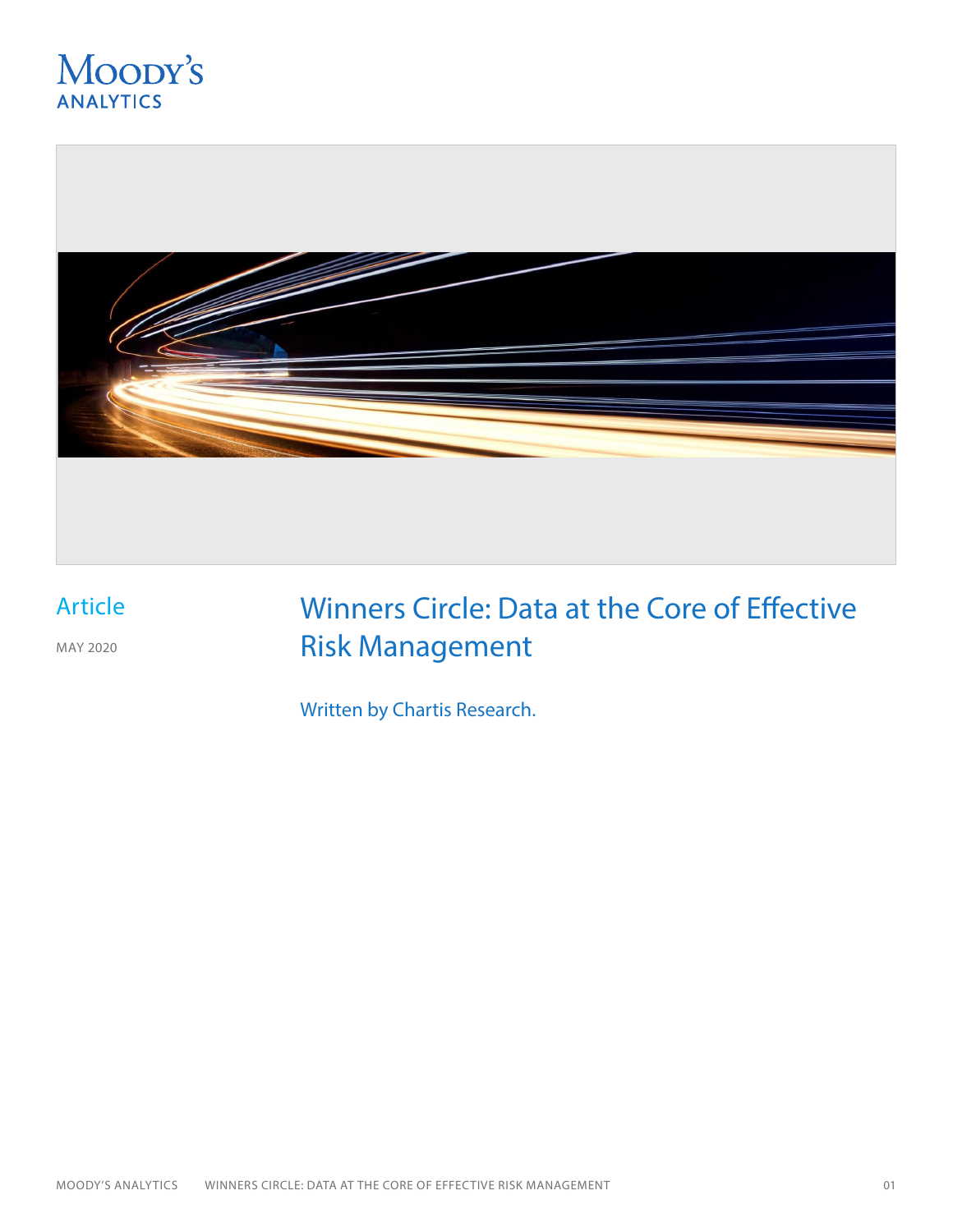Moody's Analytics

Article

MAY 2020

# Winners Circle: Data at the Core of Effective Risk Management

Written by Chartis Research.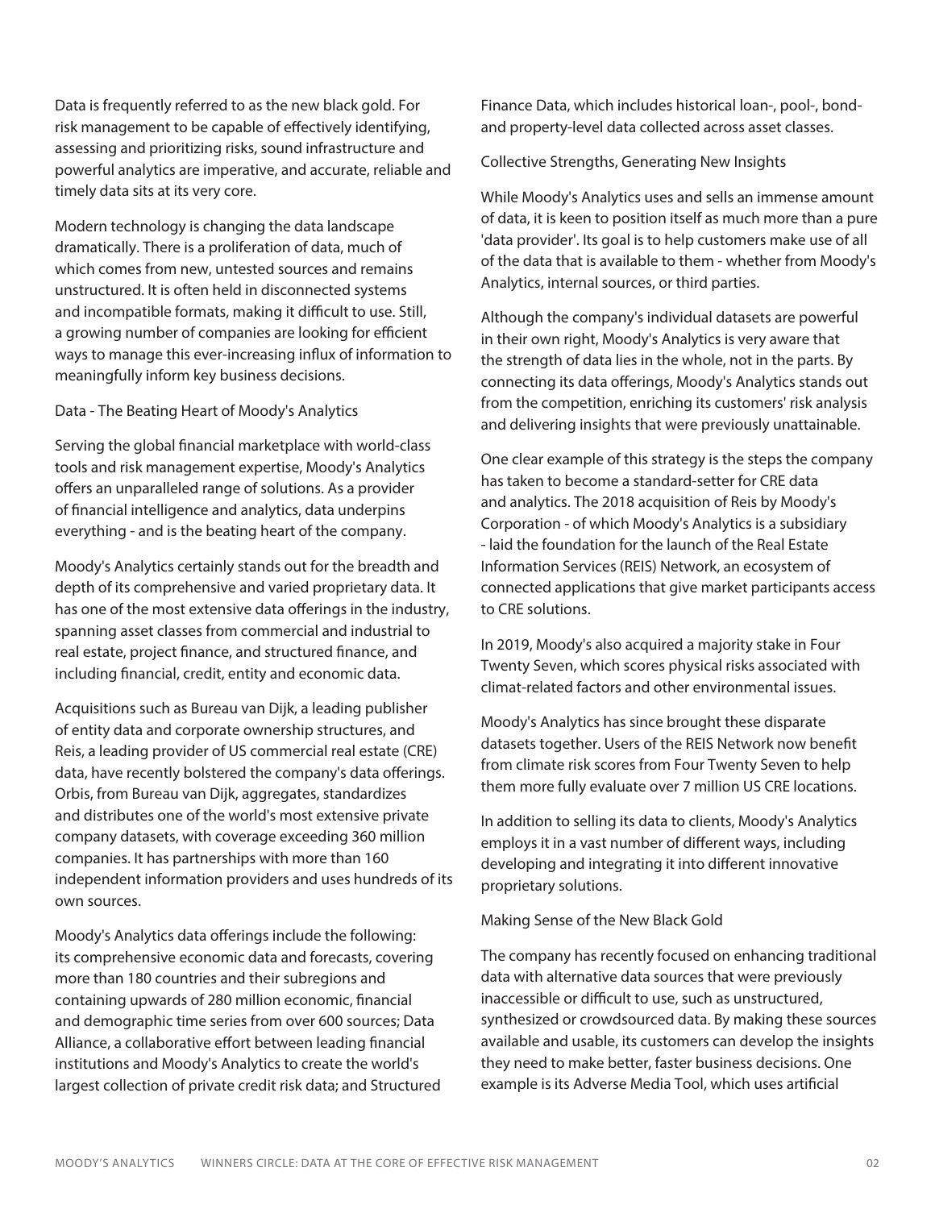Data is frequently referred to as the new black gold. For risk management to be capable of effectively identifying, assessing and prioritizing risks, sound infrastructure and powerful analytics are imperative, and accurate, reliable and timely data sits at its very core.

Modern technology is changing the data landscape dramatically. There is a proliferation of data, much of which comes from new, untested sources and remains unstructured. It is often held in disconnected systems and incompatible formats, making it difficult to use. Still, a growing number of companies are looking for efficient ways to manage this ever-increasing influx of information to meaningfully inform key business decisions.

## Data - The Beating Heart of Moody's Analytics

Serving the global financial marketplace with world-class tools and risk management expertise, Moody's Analytics offers an unparalleled range of solutions. As a provider of financial intelligence and analytics, data underpins everything - and is the beating heart of the company.

Moody's Analytics certainly stands out for the breadth and depth of its comprehensive and varied proprietary data. It has one of the most extensive data offerings in the industry, spanning asset classes from commercial and industrial to real estate, project finance, and structured finance, and including financial, credit, entity and economic data.

Acquisitions such as Bureau van Dijk, a leading publisher of entity data and corporate ownership structures, and Reis, a leading provider of US commercial real estate (CRE) data, have recently bolstered the company's data offerings. Orbis, from Bureau van Dijk, aggregates, standardizes and distributes one of the world's most extensive private company datasets, with coverage exceeding 360 million companies. It has partnerships with more than 160 independent information providers and uses hundreds of its own sources.

Moody's Analytics data offerings include the following: its comprehensive economic data and forecasts, covering more than 180 countries and their subregions and containing upwards of 280 million economic, financial and demographic time series from over 600 sources; Data Alliance, a collaborative effort between leading financial institutions and Moody's Analytics to create the world's largest collection of private credit risk data; and Structured Finance Data, which includes historical loan-, pool-, bond- and property-level data collected across asset classes.

## Collective Strengths, Generating New Insights

While Moody's Analytics uses and sells an immense amount of data, it is keen to position itself as much more than a pure 'data provider'. Its goal is to help customers make use of all of the data that is available to them - whether from Moody's Analytics, internal sources, or third parties.

Although the company's individual datasets are powerful in their own right, Moody's Analytics is very aware that the strength of data lies in the whole, not in the parts. By connecting its data offerings, Moody's Analytics stands out from the competition, enriching its customers' risk analysis and delivering insights that were previously unattainable.

One clear example of this strategy is the steps the company has taken to become a standard-setter for CRE data and analytics. The 2018 acquisition of Reis by Moody's Corporation - of which Moody's Analytics is a subsidiary - laid the foundation for the launch of the Real Estate Information Services (REIS) Network, an ecosystem of connected applications that give market participants access to CRE solutions.

In 2019, Moody's also acquired a majority stake in Four Twenty Seven, which scores physical risks associated with climat-related factors and other environmental issues.

Moody's Analytics has since brought these disparate datasets together. Users of the REIS Network now benefit from climate risk scores from Four Twenty Seven to help them more fully evaluate over 7 million US CRE locations.

In addition to selling its data to clients, Moody's Analytics employs it in a vast number of different ways, including developing and integrating it into different innovative proprietary solutions.

## Making Sense of the New Black Gold

The company has recently focused on enhancing traditional data with alternative data sources that were previously inaccessible or difficult to use, such as unstructured, synthesized or crowdsourced data. By making these sources available and usable, its customers can develop the insights they need to make better, faster business decisions. One example is its Adverse Media Tool, which uses artificial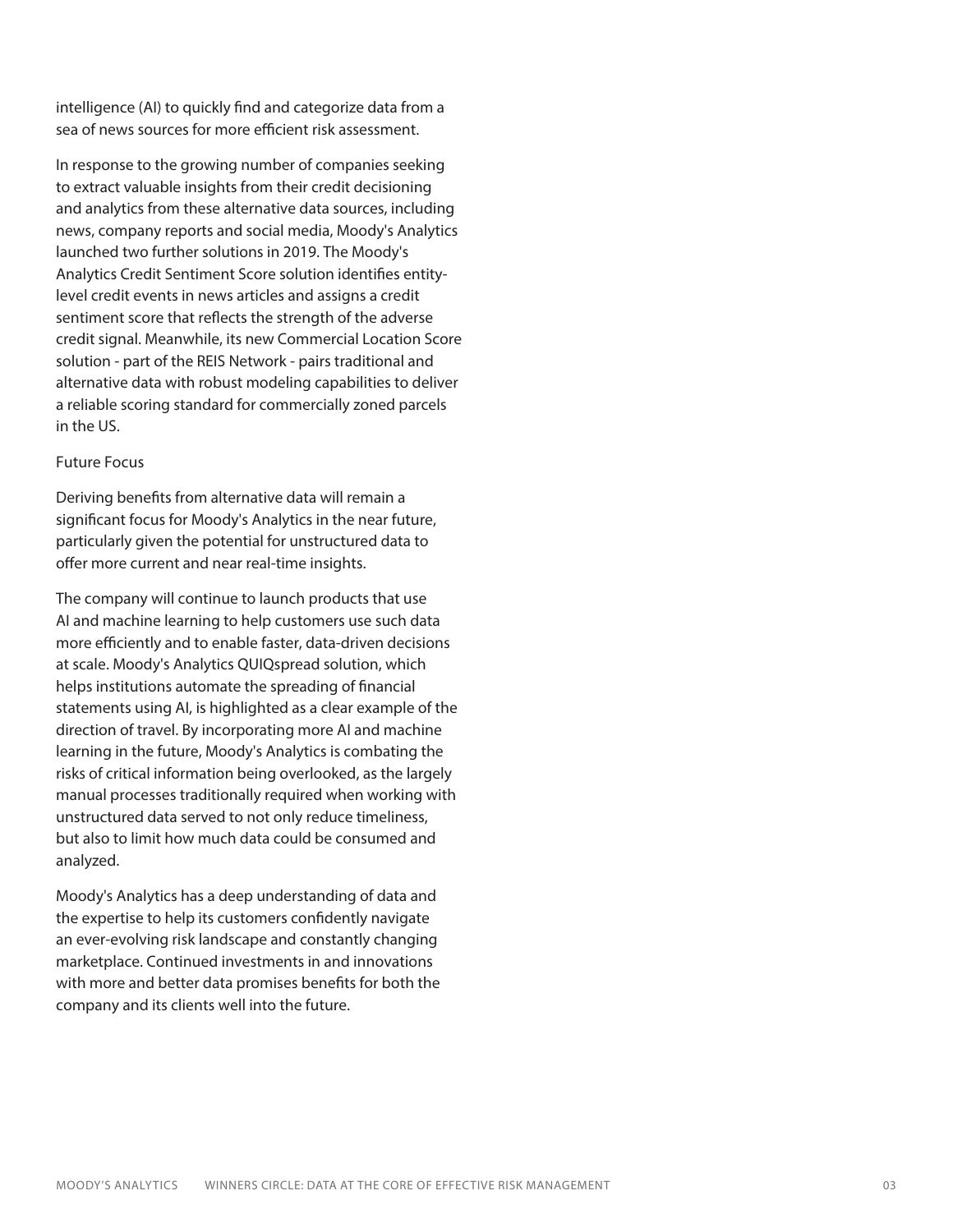intelligence (AI) to quickly find and categorize data from a sea of news sources for more efficient risk assessment.

In response to the growing number of companies seeking to extract valuable insights from their credit decisioning and analytics from these alternative data sources, including news, company reports and social media, Moody's Analytics launched two further solutions in 2019. The Moody's Analytics Credit Sentiment Score solution identifies entity-level credit events in news articles and assigns a credit sentiment score that reflects the strength of the adverse credit signal. Meanwhile, its new Commercial Location Score solution - part of the REIS Network - pairs traditional and alternative data with robust modeling capabilities to deliver a reliable scoring standard for commercially zoned parcels in the US.

## Future Focus

Deriving benefits from alternative data will remain a significant focus for Moody's Analytics in the near future, particularly given the potential for unstructured data to offer more current and near real-time insights.

The company will continue to launch products that use AI and machine learning to help customers use such data more efficiently and to enable faster, data-driven decisions at scale. Moody's Analytics QUIQspread solution, which helps institutions automate the spreading of financial statements using AI, is highlighted as a clear example of the direction of travel. By incorporating more AI and machine learning in the future, Moody's Analytics is combating the risks of critical information being overlooked, as the largely manual processes traditionally required when working with unstructured data served to not only reduce timeliness, but also to limit how much data could be consumed and analyzed.

Moody's Analytics has a deep understanding of data and the expertise to help its customers confidently navigate an ever-evolving risk landscape and constantly changing marketplace. Continued investments in and innovations with more and better data promises benefits for both the company and its clients well into the future.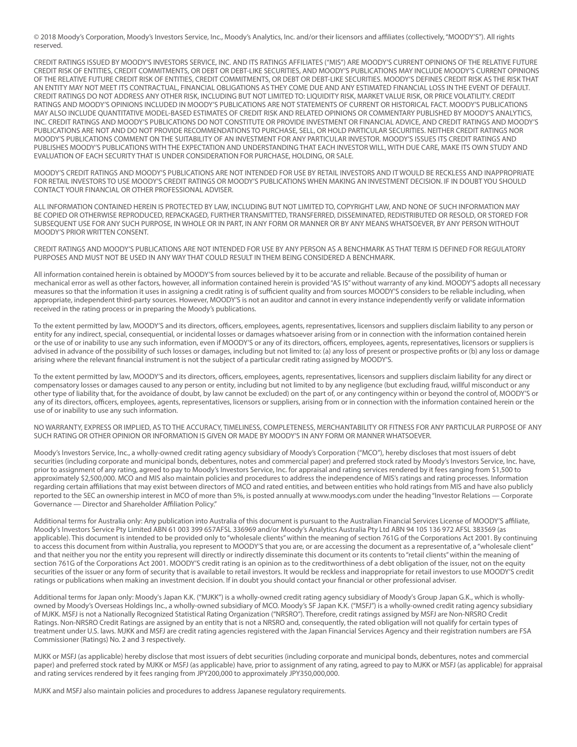© 2018 Moody's Corporation, Moody's Investors Service, Inc., Moody's Analytics, Inc. and/or their licensors and affiliates (collectively, "MOODY'S"). All rights reserved.

CREDIT RATINGS ISSUED BY MOODY'S INVESTORS SERVICE, INC. AND ITS RATINGS AFFILIATES ("MIS") ARE MOODY'S CURRENT OPINIONS OF THE RELATIVE FUTURE CREDIT RISK OF ENTITIES, CREDIT COMMITMENTS, OR DEBT OR DEBT-LIKE SECURITIES, AND MOODY'S PUBLICATIONS MAY INCLUDE MOODY'S CURRENT OPINIONS OF THE RELATIVE FUTURE CREDIT RISK OF ENTITIES, CREDIT COMMITMENTS, OR DEBT OR DEBT-LIKE SECURITIES. MOODY'S DEFINES CREDIT RISK AS THE RISK THAT AN ENTITY MAY NOT MEET ITS CONTRACTUAL, FINANCIAL OBLIGATIONS AS THEY COME DUE AND ANY ESTIMATED FINANCIAL LOSS IN THE EVENT OF DEFAULT. CREDIT RATINGS DO NOT ADDRESS ANY OTHER RISK, INCLUDING BUT NOT LIMITED TO: LIQUIDITY RISK, MARKET VALUE RISK, OR PRICE VOLATILITY. CREDIT RATINGS AND MOODY'S OPINIONS INCLUDED IN MOODY'S PUBLICATIONS ARE NOT STATEMENTS OF CURRENT OR HISTORICAL FACT. MOODY'S PUBLICATIONS MAY ALSO INCLUDE QUANTITATIVE MODEL-BASED ESTIMATES OF CREDIT RISK AND RELATED OPINIONS OR COMMENTARY PUBLISHED BY MOODY'S ANALYTICS, INC. CREDIT RATINGS AND MOODY'S PUBLICATIONS DO NOT CONSTITUTE OR PROVIDE INVESTMENT OR FINANCIAL ADVICE, AND CREDIT RATINGS AND MOODY'S PUBLICATIONS ARE NOT AND DO NOT PROVIDE RECOMMENDATIONS TO PURCHASE, SELL, OR HOLD PARTICULAR SECURITIES. NEITHER CREDIT RATINGS NOR MOODY'S PUBLICATIONS COMMENT ON THE SUITABILITY OF AN INVESTMENT FOR ANY PARTICULAR INVESTOR. MOODY'S ISSUES ITS CREDIT RATINGS AND PUBLISHES MOODY'S PUBLICATIONS WITH THE EXPECTATION AND UNDERSTANDING THAT EACH INVESTOR WILL, WITH DUE CARE, MAKE ITS OWN STUDY AND EVALUATION OF EACH SECURITY THAT IS UNDER CONSIDERATION FOR PURCHASE, HOLDING, OR SALE.

MOODY'S CREDIT RATINGS AND MOODY'S PUBLICATIONS ARE NOT INTENDED FOR USE BY RETAIL INVESTORS AND IT WOULD BE RECKLESS AND INAPPROPRIATE FOR RETAIL INVESTORS TO USE MOODY'S CREDIT RATINGS OR MOODY'S PUBLICATIONS WHEN MAKING AN INVESTMENT DECISION. IF IN DOUBT YOU SHOULD CONTACT YOUR FINANCIAL OR OTHER PROFESSIONAL ADVISER.

ALL INFORMATION CONTAINED HEREIN IS PROTECTED BY LAW, INCLUDING BUT NOT LIMITED TO, COPYRIGHT LAW, AND NONE OF SUCH INFORMATION MAY BE COPIED OR OTHERWISE REPRODUCED, REPACKAGED, FURTHER TRANSMITTED, TRANSFERRED, DISSEMINATED, REDISTRIBUTED OR RESOLD, OR STORED FOR SUBSEQUENT USE FOR ANY SUCH PURPOSE, IN WHOLE OR IN PART, IN ANY FORM OR MANNER OR BY ANY MEANS WHATSOEVER, BY ANY PERSON WITHOUT MOODY'S PRIOR WRITTEN CONSENT.

CREDIT RATINGS AND MOODY'S PUBLICATIONS ARE NOT INTENDED FOR USE BY ANY PERSON AS A BENCHMARK AS THAT TERM IS DEFINED FOR REGULATORY PURPOSES AND MUST NOT BE USED IN ANY WAY THAT COULD RESULT IN THEM BEING CONSIDERED A BENCHMARK.

All information contained herein is obtained by MOODY'S from sources believed by it to be accurate and reliable. Because of the possibility of human or mechanical error as well as other factors, however, all information contained herein is provided "AS IS" without warranty of any kind. MOODY'S adopts all necessary measures so that the information it uses in assigning a credit rating is of sufficient quality and from sources MOODY'S considers to be reliable including, when appropriate, independent third-party sources. However, MOODY'S is not an auditor and cannot in every instance independently verify or validate information received in the rating process or in preparing the Moody's publications.

To the extent permitted by law, MOODY'S and its directors, officers, employees, agents, representatives, licensors and suppliers disclaim liability to any person or entity for any indirect, special, consequential, or incidental losses or damages whatsoever arising from or in connection with the information contained herein or the use of or inability to use any such information, even if MOODY'S or any of its directors, officers, employees, agents, representatives, licensors or suppliers is advised in advance of the possibility of such losses or damages, including but not limited to: (a) any loss of present or prospective profits or (b) any loss or damage arising where the relevant financial instrument is not the subject of a particular credit rating assigned by MOODY'S.

To the extent permitted by law, MOODY'S and its directors, officers, employees, agents, representatives, licensors and suppliers disclaim liability for any direct or compensatory losses or damages caused to any person or entity, including but not limited to by any negligence (but excluding fraud, willful misconduct or any other type of liability that, for the avoidance of doubt, by law cannot be excluded) on the part of, or any contingency within or beyond the control of, MOODY'S or any of its directors, officers, employees, agents, representatives, licensors or suppliers, arising from or in connection with the information contained herein or the use of or inability to use any such information.

NO WARRANTY, EXPRESS OR IMPLIED, AS TO THE ACCURACY, TIMELINESS, COMPLETENESS, MERCHANTABILITY OR FITNESS FOR ANY PARTICULAR PURPOSE OF ANY SUCH RATING OR OTHER OPINION OR INFORMATION IS GIVEN OR MADE BY MOODY'S IN ANY FORM OR MANNER WHATSOEVER.

Moody's Investors Service, Inc., a wholly-owned credit rating agency subsidiary of Moody's Corporation ("MCO"), hereby discloses that most issuers of debt securities (including corporate and municipal bonds, debentures, notes and commercial paper) and preferred stock rated by Moody's Investors Service, Inc. have, prior to assignment of any rating, agreed to pay to Moody's Investors Service, Inc. for appraisal and rating services rendered by it fees ranging from $1,500 to approximately $2,500,000. MCO and MIS also maintain policies and procedures to address the independence of MIS's ratings and rating processes. Information regarding certain affiliations that may exist between directors of MCO and rated entities, and between entities who hold ratings from MIS and have also publicly reported to the SEC an ownership interest in MCO of more than 5%, is posted annually at www.moodys.com under the heading "Investor Relations — Corporate Governance — Director and Shareholder Affiliation Policy."

Additional terms for Australia only: Any publication into Australia of this document is pursuant to the Australian Financial Services License of MOODY'S affiliate, Moody's Investors Service Pty Limited ABN 61 003 399 657AFSL 336969 and/or Moody's Analytics Australia Pty Ltd ABN 94 105 136 972 AFSL 383569 (as applicable). This document is intended to be provided only to "wholesale clients" within the meaning of section 761G of the Corporations Act 2001. By continuing to access this document from within Australia, you represent to MOODY'S that you are, or are accessing the document as a representative of, a "wholesale client" and that neither you nor the entity you represent will directly or indirectly disseminate this document or its contents to "retail clients" within the meaning of section 761G of the Corporations Act 2001. MOODY'S credit rating is an opinion as to the creditworthiness of a debt obligation of the issuer, not on the equity securities of the issuer or any form of security that is available to retail investors. It would be reckless and inappropriate for retail investors to use MOODY'S credit ratings or publications when making an investment decision. If in doubt you should contact your financial or other professional adviser.

Additional terms for Japan only: Moody's Japan K.K. ("MJKK") is a wholly-owned credit rating agency subsidiary of Moody's Group Japan G.K., which is wholly-owned by Moody's Overseas Holdings Inc., a wholly-owned subsidiary of MCO. Moody's SF Japan K.K. ("MSFJ") is a wholly-owned credit rating agency subsidiary of MJKK. MSFJ is not a Nationally Recognized Statistical Rating Organization ("NRSRO"). Therefore, credit ratings assigned by MSFJ are Non-NRSRO Credit Ratings. Non-NRSRO Credit Ratings are assigned by an entity that is not a NRSRO and, consequently, the rated obligation will not qualify for certain types of treatment under U.S. laws. MJKK and MSFJ are credit rating agencies registered with the Japan Financial Services Agency and their registration numbers are FSA Commissioner (Ratings) No. 2 and 3 respectively.

MJKK or MSFJ (as applicable) hereby disclose that most issuers of debt securities (including corporate and municipal bonds, debentures, notes and commercial paper) and preferred stock rated by MJKK or MSFJ (as applicable) have, prior to assignment of any rating, agreed to pay to MJKK or MSFJ (as applicable) for appraisal and rating services rendered by it fees ranging from JPY200,000 to approximately JPY350,000,000.

MJKK and MSFJ also maintain policies and procedures to address Japanese regulatory requirements.